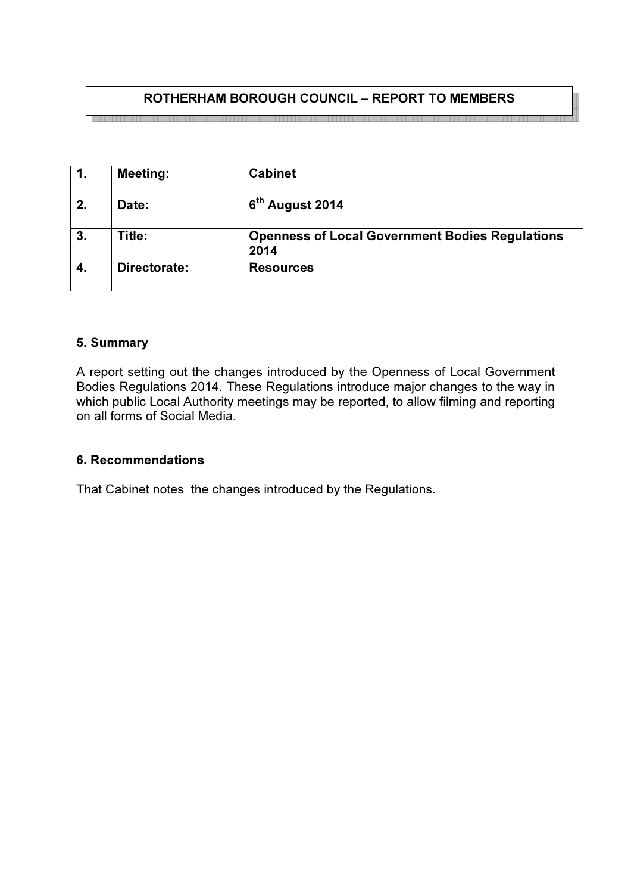# ROTHERHAM BOROUGH COUNCIL – REPORT TO MEMBERS

| 1. | Meeting: | Cabinet |
|---|---|---|
| 2. | Date: | 6th August 2014 |
| 3. | Title: | Openness of Local Government Bodies Regulations 2014 |
| 4. | Directorate: | Resources |

## 5. Summary

A report setting out the changes introduced by the Openness of Local Government Bodies Regulations 2014. These Regulations introduce major changes to the way in which public Local Authority meetings may be reported, to allow filming and reporting on all forms of Social Media.

## 6. Recommendations

That Cabinet notes the changes introduced by the Regulations.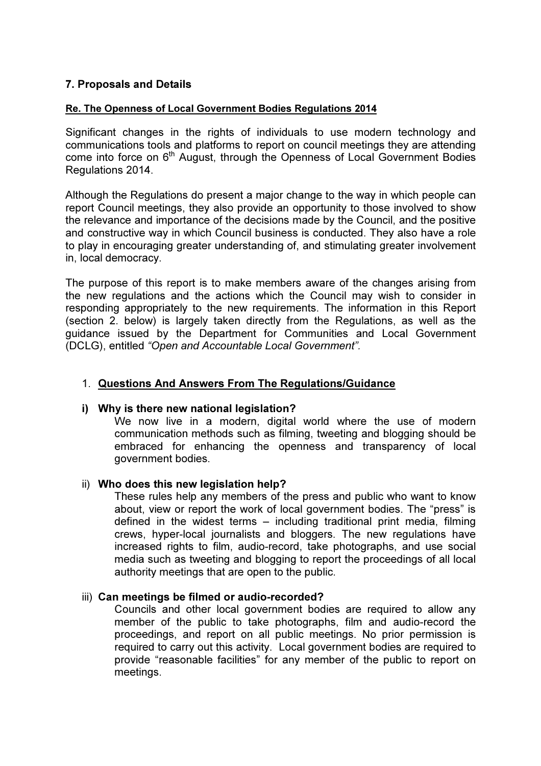## 7. Proposals and Details

**Re. The Openness of Local Government Bodies Regulations 2014**

Significant changes in the rights of individuals to use modern technology and communications tools and platforms to report on council meetings they are attending come into force on 6th August, through the Openness of Local Government Bodies Regulations 2014.

Although the Regulations do present a major change to the way in which people can report Council meetings, they also provide an opportunity to those involved to show the relevance and importance of the decisions made by the Council, and the positive and constructive way in which Council business is conducted. They also have a role to play in encouraging greater understanding of, and stimulating greater involvement in, local democracy.

The purpose of this report is to make members aware of the changes arising from the new regulations and the actions which the Council may wish to consider in responding appropriately to the new requirements. The information in this Report (section 2. below) is largely taken directly from the Regulations, as well as the guidance issued by the Department for Communities and Local Government (DCLG), entitled *"Open and Accountable Local Government".*

1. **Questions And Answers From The Regulations/Guidance**

**i) Why is there new national legislation?**

We now live in a modern, digital world where the use of modern communication methods such as filming, tweeting and blogging should be embraced for enhancing the openness and transparency of local government bodies.

ii) **Who does this new legislation help?**

These rules help any members of the press and public who want to know about, view or report the work of local government bodies. The "press" is defined in the widest terms – including traditional print media, filming crews, hyper-local journalists and bloggers. The new regulations have increased rights to film, audio-record, take photographs, and use social media such as tweeting and blogging to report the proceedings of all local authority meetings that are open to the public.

iii) **Can meetings be filmed or audio-recorded?**

Councils and other local government bodies are required to allow any member of the public to take photographs, film and audio-record the proceedings, and report on all public meetings. No prior permission is required to carry out this activity. Local government bodies are required to provide "reasonable facilities" for any member of the public to report on meetings.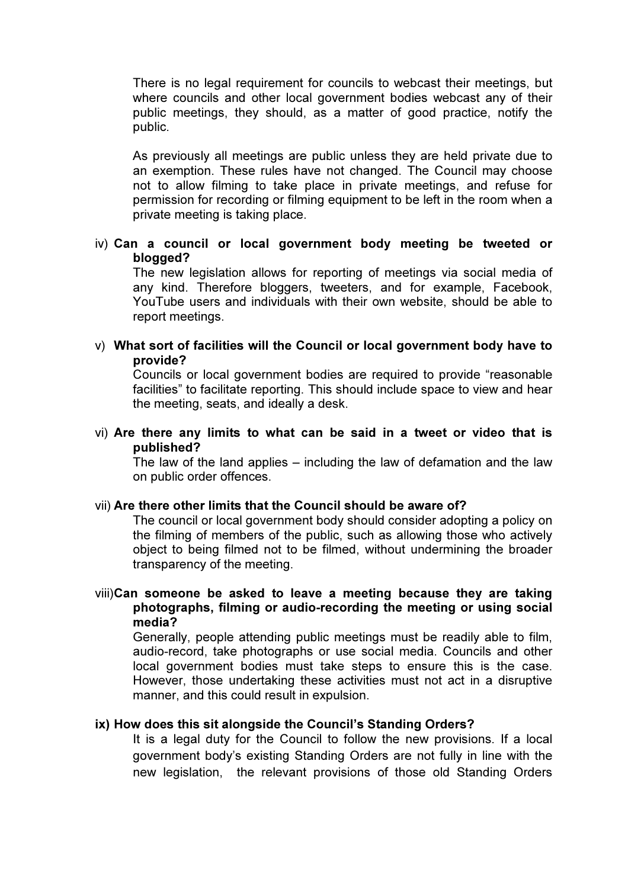There is no legal requirement for councils to webcast their meetings, but where councils and other local government bodies webcast any of their public meetings, they should, as a matter of good practice, notify the public.

As previously all meetings are public unless they are held private due to an exemption. These rules have not changed. The Council may choose not to allow filming to take place in private meetings, and refuse for permission for recording or filming equipment to be left in the room when a private meeting is taking place.

iv) **Can a council or local government body meeting be tweeted or blogged?**

The new legislation allows for reporting of meetings via social media of any kind. Therefore bloggers, tweeters, and for example, Facebook, YouTube users and individuals with their own website, should be able to report meetings.

v) **What sort of facilities will the Council or local government body have to provide?**

Councils or local government bodies are required to provide "reasonable facilities" to facilitate reporting. This should include space to view and hear the meeting, seats, and ideally a desk.

vi) **Are there any limits to what can be said in a tweet or video that is published?**

The law of the land applies – including the law of defamation and the law on public order offences.

vii) **Are there other limits that the Council should be aware of?**

The council or local government body should consider adopting a policy on the filming of members of the public, such as allowing those who actively object to being filmed not to be filmed, without undermining the broader transparency of the meeting.

viii) **Can someone be asked to leave a meeting because they are taking photographs, filming or audio-recording the meeting or using social media?**

Generally, people attending public meetings must be readily able to film, audio-record, take photographs or use social media. Councils and other local government bodies must take steps to ensure this is the case. However, those undertaking these activities must not act in a disruptive manner, and this could result in expulsion.

ix) **How does this sit alongside the Council's Standing Orders?**

It is a legal duty for the Council to follow the new provisions. If a local government body's existing Standing Orders are not fully in line with the new legislation, the relevant provisions of those old Standing Orders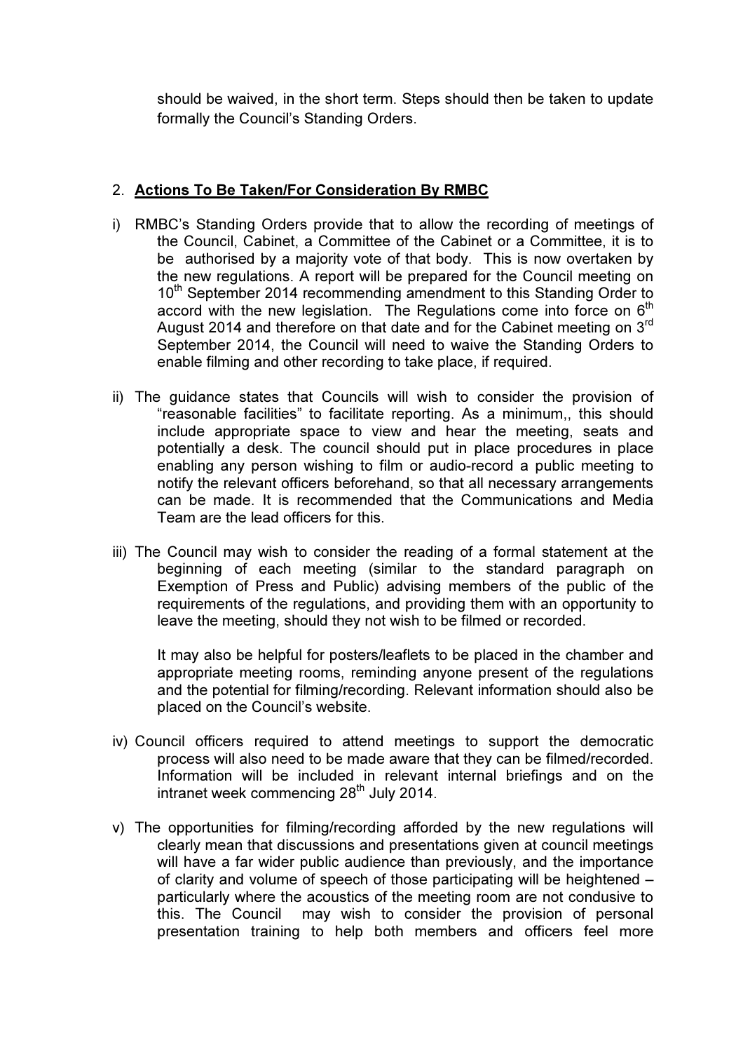should be waived, in the short term. Steps should then be taken to update formally the Council's Standing Orders.

2. **Actions To Be Taken/For Consideration By RMBC**

i) RMBC's Standing Orders provide that to allow the recording of meetings of the Council, Cabinet, a Committee of the Cabinet or a Committee, it is to be authorised by a majority vote of that body. This is now overtaken by the new regulations. A report will be prepared for the Council meeting on 10th September 2014 recommending amendment to this Standing Order to accord with the new legislation. The Regulations come into force on 6th August 2014 and therefore on that date and for the Cabinet meeting on 3rd September 2014, the Council will need to waive the Standing Orders to enable filming and other recording to take place, if required.

ii) The guidance states that Councils will wish to consider the provision of "reasonable facilities" to facilitate reporting. As a minimum,, this should include appropriate space to view and hear the meeting, seats and potentially a desk. The council should put in place procedures in place enabling any person wishing to film or audio-record a public meeting to notify the relevant officers beforehand, so that all necessary arrangements can be made. It is recommended that the Communications and Media Team are the lead officers for this.

iii) The Council may wish to consider the reading of a formal statement at the beginning of each meeting (similar to the standard paragraph on Exemption of Press and Public) advising members of the public of the requirements of the regulations, and providing them with an opportunity to leave the meeting, should they not wish to be filmed or recorded.

It may also be helpful for posters/leaflets to be placed in the chamber and appropriate meeting rooms, reminding anyone present of the regulations and the potential for filming/recording. Relevant information should also be placed on the Council's website.

iv) Council officers required to attend meetings to support the democratic process will also need to be made aware that they can be filmed/recorded. Information will be included in relevant internal briefings and on the intranet week commencing 28th July 2014.

v) The opportunities for filming/recording afforded by the new regulations will clearly mean that discussions and presentations given at council meetings will have a far wider public audience than previously, and the importance of clarity and volume of speech of those participating will be heightened – particularly where the acoustics of the meeting room are not condusive to this. The Council may wish to consider the provision of personal presentation training to help both members and officers feel more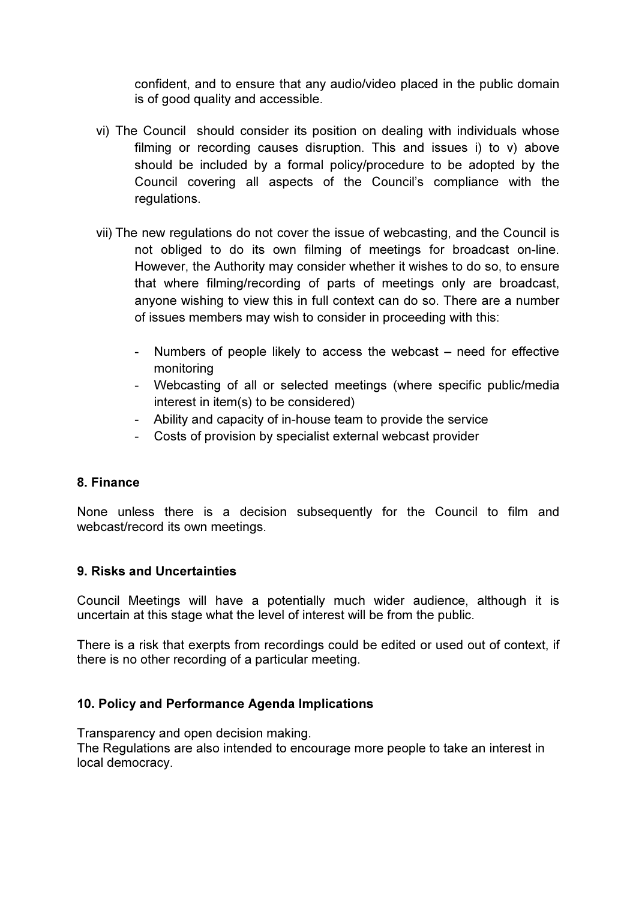confident, and to ensure that any audio/video placed in the public domain is of good quality and accessible.

vi) The Council should consider its position on dealing with individuals whose filming or recording causes disruption. This and issues i) to v) above should be included by a formal policy/procedure to be adopted by the Council covering all aspects of the Council's compliance with the regulations.

vii) The new regulations do not cover the issue of webcasting, and the Council is not obliged to do its own filming of meetings for broadcast on-line. However, the Authority may consider whether it wishes to do so, to ensure that where filming/recording of parts of meetings only are broadcast, anyone wishing to view this in full context can do so. There are a number of issues members may wish to consider in proceeding with this:

- Numbers of people likely to access the webcast – need for effective monitoring
- Webcasting of all or selected meetings (where specific public/media interest in item(s) to be considered)
- Ability and capacity of in-house team to provide the service
- Costs of provision by specialist external webcast provider

**8. Finance**

None unless there is a decision subsequently for the Council to film and webcast/record its own meetings.

**9. Risks and Uncertainties**

Council Meetings will have a potentially much wider audience, although it is uncertain at this stage what the level of interest will be from the public.

There is a risk that exerpts from recordings could be edited or used out of context, if there is no other recording of a particular meeting.

**10. Policy and Performance Agenda Implications**

Transparency and open decision making.
The Regulations are also intended to encourage more people to take an interest in local democracy.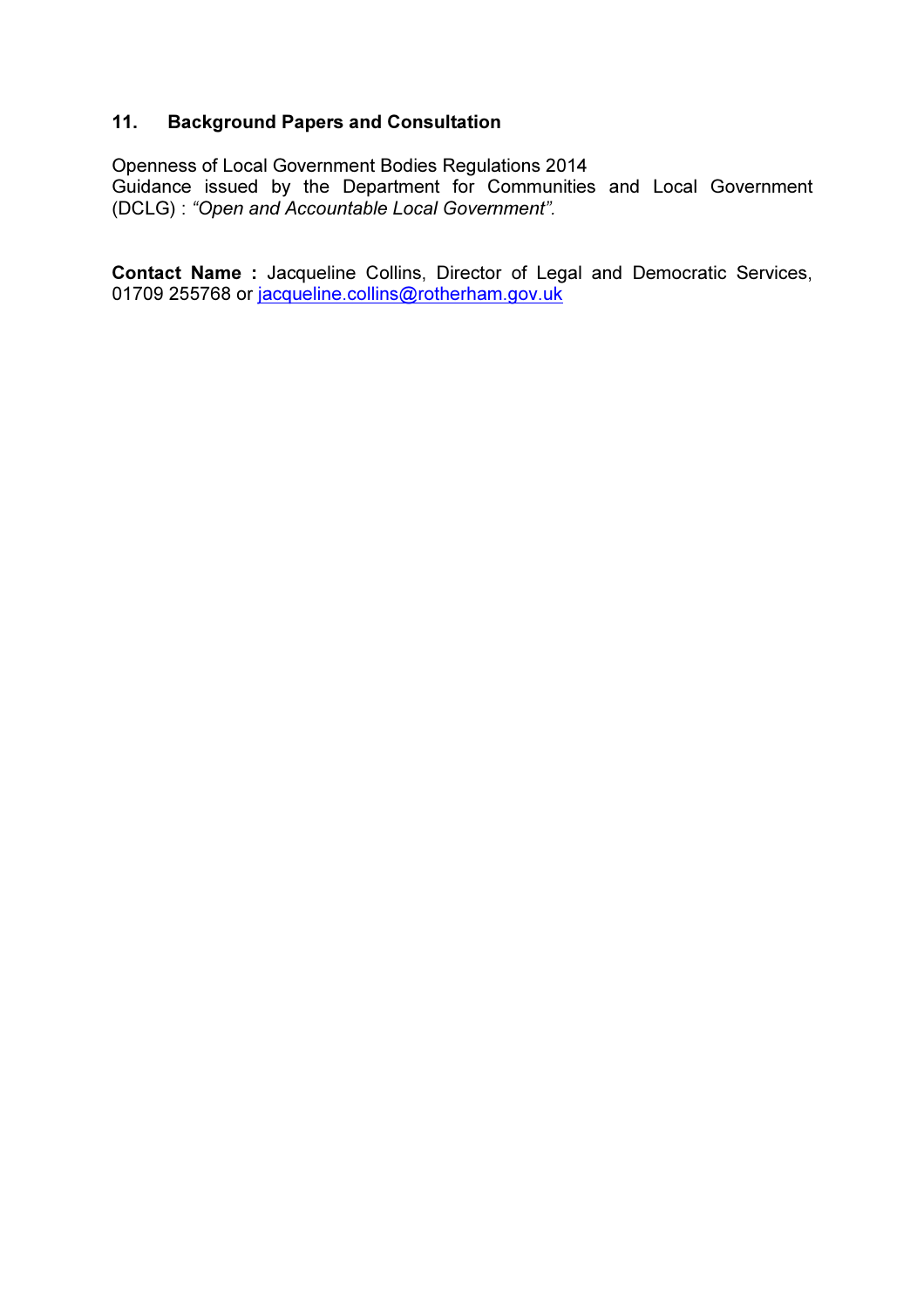## 11. Background Papers and Consultation

Openness of Local Government Bodies Regulations 2014
Guidance issued by the Department for Communities and Local Government (DCLG) : *"Open and Accountable Local Government".*

**Contact Name :** Jacqueline Collins, Director of Legal and Democratic Services, 01709 255768 or jacqueline.collins@rotherham.gov.uk